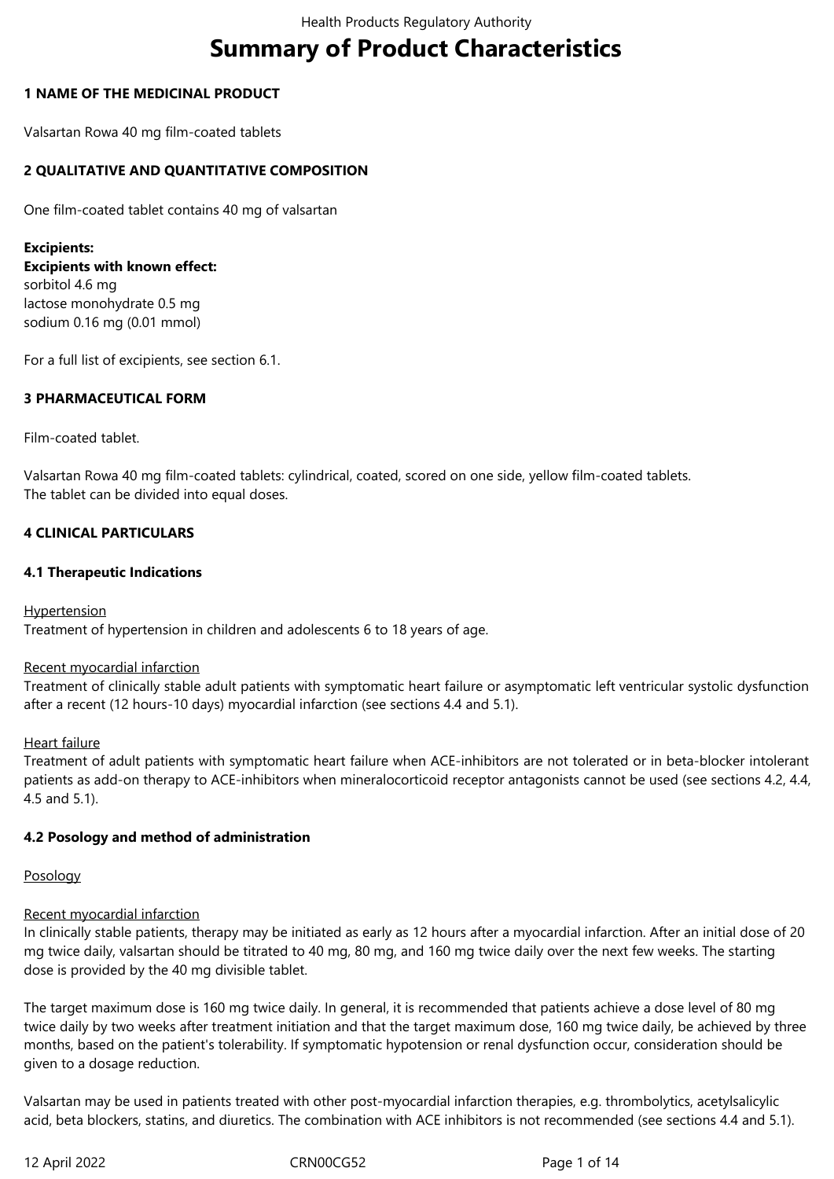# Summary of Product Characteristics

## 1 NAME OF THE MEDICINAL PRODUCT

Valsartan Rowa 40 mg film-coated tablets

## 2 QUALITATIVE AND QUANTITATIVE COMPOSITION

One film-coated tablet contains 40 mg of valsartan

**Excipients:**
**Excipients with known effect:**
sorbitol 4.6 mg
lactose monohydrate 0.5 mg
sodium 0.16 mg (0.01 mmol)

For a full list of excipients, see section 6.1.

## 3 PHARMACEUTICAL FORM

Film-coated tablet.

Valsartan Rowa 40 mg film-coated tablets: cylindrical, coated, scored on one side, yellow film-coated tablets.
The tablet can be divided into equal doses.

## 4 CLINICAL PARTICULARS

### 4.1 Therapeutic Indications

Hypertension
Treatment of hypertension in children and adolescents 6 to 18 years of age.

Recent myocardial infarction
Treatment of clinically stable adult patients with symptomatic heart failure or asymptomatic left ventricular systolic dysfunction after a recent (12 hours-10 days) myocardial infarction (see sections 4.4 and 5.1).

Heart failure
Treatment of adult patients with symptomatic heart failure when ACE-inhibitors are not tolerated or in beta-blocker intolerant patients as add-on therapy to ACE-inhibitors when mineralocorticoid receptor antagonists cannot be used (see sections 4.2, 4.4, 4.5 and 5.1).

### 4.2 Posology and method of administration

Posology

Recent myocardial infarction
In clinically stable patients, therapy may be initiated as early as 12 hours after a myocardial infarction. After an initial dose of 20 mg twice daily, valsartan should be titrated to 40 mg, 80 mg, and 160 mg twice daily over the next few weeks. The starting dose is provided by the 40 mg divisible tablet.

The target maximum dose is 160 mg twice daily. In general, it is recommended that patients achieve a dose level of 80 mg twice daily by two weeks after treatment initiation and that the target maximum dose, 160 mg twice daily, be achieved by three months, based on the patient's tolerability. If symptomatic hypotension or renal dysfunction occur, consideration should be given to a dosage reduction.

Valsartan may be used in patients treated with other post-myocardial infarction therapies, e.g. thrombolytics, acetylsalicylic acid, beta blockers, statins, and diuretics. The combination with ACE inhibitors is not recommended (see sections 4.4 and 5.1).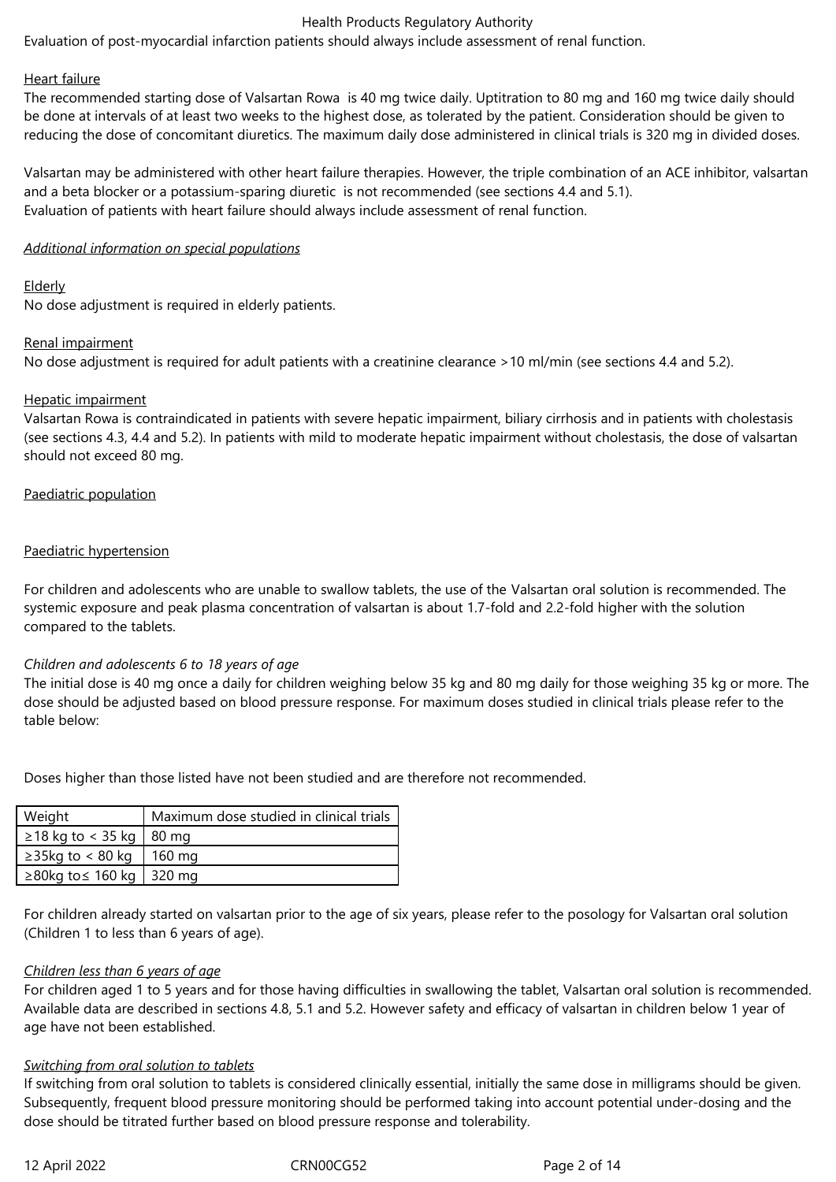Evaluation of post-myocardial infarction patients should always include assessment of renal function.

Heart failure

The recommended starting dose of Valsartan Rowa is 40 mg twice daily. Uptitration to 80 mg and 160 mg twice daily should be done at intervals of at least two weeks to the highest dose, as tolerated by the patient. Consideration should be given to reducing the dose of concomitant diuretics. The maximum daily dose administered in clinical trials is 320 mg in divided doses.

Valsartan may be administered with other heart failure therapies. However, the triple combination of an ACE inhibitor, valsartan and a beta blocker or a potassium-sparing diuretic is not recommended (see sections 4.4 and 5.1).
Evaluation of patients with heart failure should always include assessment of renal function.

*Additional information on special populations*

Elderly

No dose adjustment is required in elderly patients.

Renal impairment

No dose adjustment is required for adult patients with a creatinine clearance >10 ml/min (see sections 4.4 and 5.2).

Hepatic impairment

Valsartan Rowa is contraindicated in patients with severe hepatic impairment, biliary cirrhosis and in patients with cholestasis (see sections 4.3, 4.4 and 5.2). In patients with mild to moderate hepatic impairment without cholestasis, the dose of valsartan should not exceed 80 mg.

Paediatric population

Paediatric hypertension

For children and adolescents who are unable to swallow tablets, the use of the Valsartan oral solution is recommended. The systemic exposure and peak plasma concentration of valsartan is about 1.7-fold and 2.2-fold higher with the solution compared to the tablets.

*Children and adolescents 6 to 18 years of age*

The initial dose is 40 mg once a daily for children weighing below 35 kg and 80 mg daily for those weighing 35 kg or more. The dose should be adjusted based on blood pressure response. For maximum doses studied in clinical trials please refer to the table below:

Doses higher than those listed have not been studied and are therefore not recommended.

| Weight | Maximum dose studied in clinical trials |
|---|---|
| ≥18 kg to < 35 kg | 80 mg |
| ≥35kg to < 80 kg | 160 mg |
| ≥80kg to≤ 160 kg | 320 mg |

For children already started on valsartan prior to the age of six years, please refer to the posology for Valsartan oral solution (Children 1 to less than 6 years of age).

*Children less than 6 years of age*

For children aged 1 to 5 years and for those having difficulties in swallowing the tablet, Valsartan oral solution is recommended. Available data are described in sections 4.8, 5.1 and 5.2. However safety and efficacy of valsartan in children below 1 year of age have not been established.

*Switching from oral solution to tablets*

If switching from oral solution to tablets is considered clinically essential, initially the same dose in milligrams should be given. Subsequently, frequent blood pressure monitoring should be performed taking into account potential under-dosing and the dose should be titrated further based on blood pressure response and tolerability.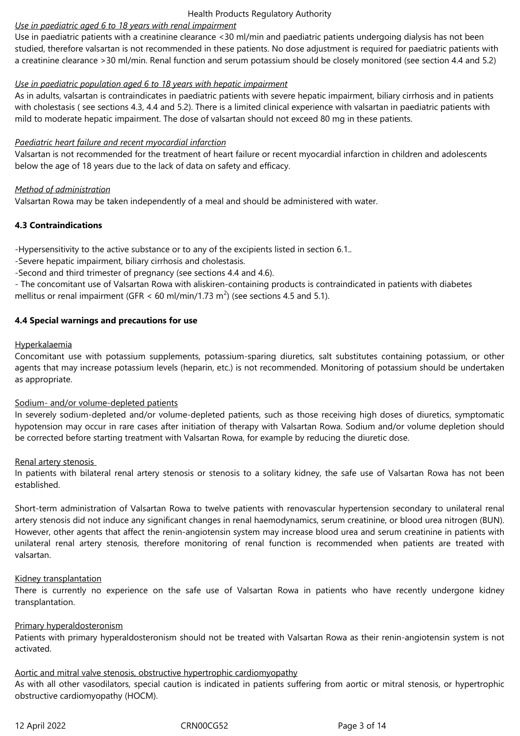*Use in paediatric aged 6 to 18 years with renal impairment*

Use in paediatric patients with a creatinine clearance <30 ml/min and paediatric patients undergoing dialysis has not been studied, therefore valsartan is not recommended in these patients. No dose adjustment is required for paediatric patients with a creatinine clearance >30 ml/min. Renal function and serum potassium should be closely monitored (see section 4.4 and 5.2)

*Use in paediatric population aged 6 to 18 years with hepatic impairment*

As in adults, valsartan is contraindicates in paediatric patients with severe hepatic impairment, biliary cirrhosis and in patients with cholestasis ( see sections 4.3, 4.4 and 5.2). There is a limited clinical experience with valsartan in paediatric patients with mild to moderate hepatic impairment. The dose of valsartan should not exceed 80 mg in these patients.

*Paediatric heart failure and recent myocardial infarction*

Valsartan is not recommended for the treatment of heart failure or recent myocardial infarction in children and adolescents below the age of 18 years due to the lack of data on safety and efficacy.

*Method of administration*

Valsartan Rowa may be taken independently of a meal and should be administered with water.

**4.3 Contraindications**

-Hypersensitivity to the active substance or to any of the excipients listed in section 6.1..

-Severe hepatic impairment, biliary cirrhosis and cholestasis.

-Second and third trimester of pregnancy (see sections 4.4 and 4.6).

- The concomitant use of Valsartan Rowa with aliskiren-containing products is contraindicated in patients with diabetes mellitus or renal impairment (GFR < 60 ml/min/1.73 m$^2$) (see sections 4.5 and 5.1).

**4.4 Special warnings and precautions for use**

Hyperkalaemia

Concomitant use with potassium supplements, potassium-sparing diuretics, salt substitutes containing potassium, or other agents that may increase potassium levels (heparin, etc.) is not recommended. Monitoring of potassium should be undertaken as appropriate.

Sodium- and/or volume-depleted patients

In severely sodium-depleted and/or volume-depleted patients, such as those receiving high doses of diuretics, symptomatic hypotension may occur in rare cases after initiation of therapy with Valsartan Rowa. Sodium and/or volume depletion should be corrected before starting treatment with Valsartan Rowa, for example by reducing the diuretic dose.

Renal artery stenosis

In patients with bilateral renal artery stenosis or stenosis to a solitary kidney, the safe use of Valsartan Rowa has not been established.

Short-term administration of Valsartan Rowa to twelve patients with renovascular hypertension secondary to unilateral renal artery stenosis did not induce any significant changes in renal haemodynamics, serum creatinine, or blood urea nitrogen (BUN). However, other agents that affect the renin-angiotensin system may increase blood urea and serum creatinine in patients with unilateral renal artery stenosis, therefore monitoring of renal function is recommended when patients are treated with valsartan.

Kidney transplantation

There is currently no experience on the safe use of Valsartan Rowa in patients who have recently undergone kidney transplantation.

Primary hyperaldosteronism

Patients with primary hyperaldosteronism should not be treated with Valsartan Rowa as their renin-angiotensin system is not activated.

Aortic and mitral valve stenosis, obstructive hypertrophic cardiomyopathy

As with all other vasodilators, special caution is indicated in patients suffering from aortic or mitral stenosis, or hypertrophic obstructive cardiomyopathy (HOCM).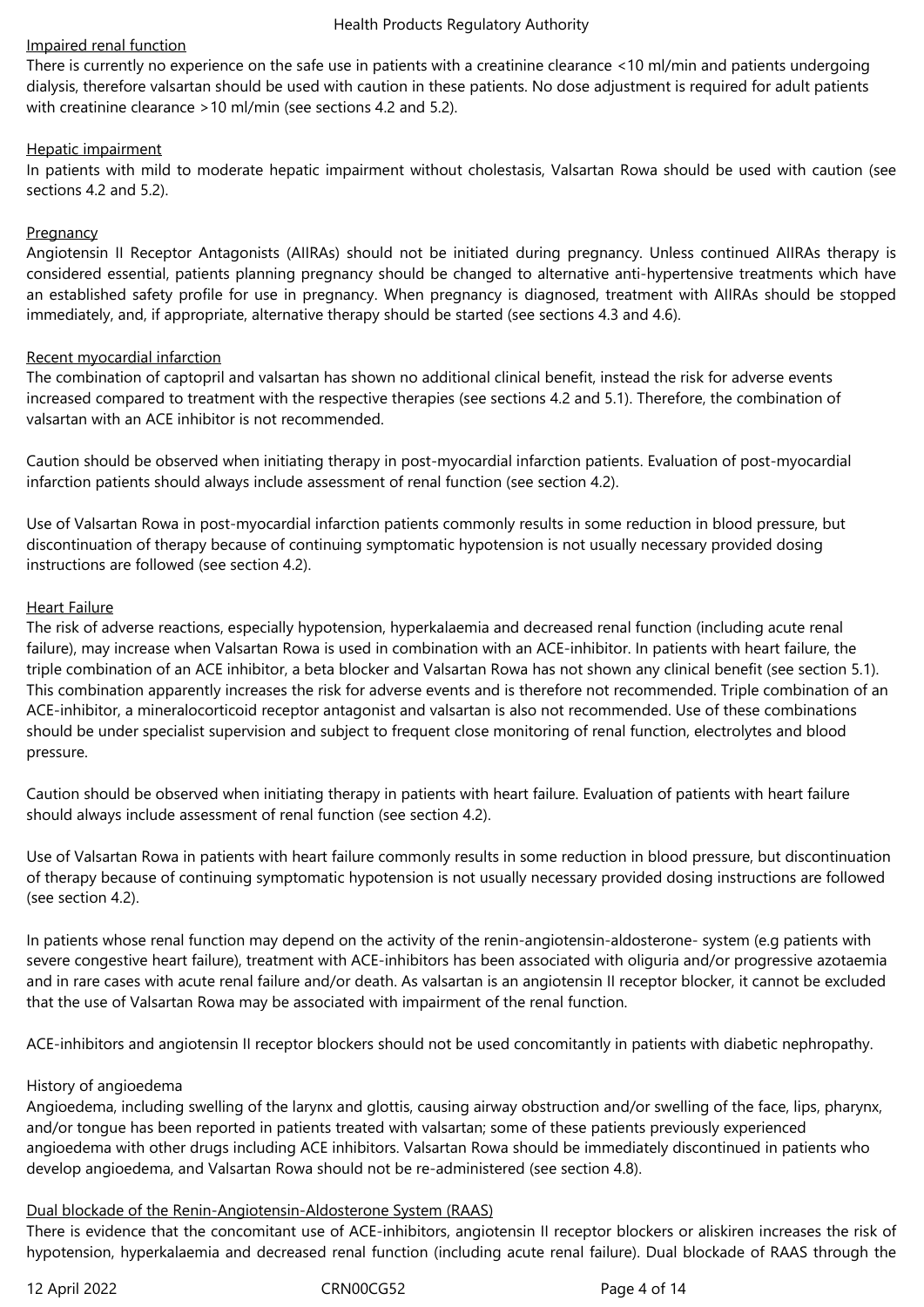Impaired renal function

There is currently no experience on the safe use in patients with a creatinine clearance <10 ml/min and patients undergoing dialysis, therefore valsartan should be used with caution in these patients. No dose adjustment is required for adult patients with creatinine clearance >10 ml/min (see sections 4.2 and 5.2).

Hepatic impairment

In patients with mild to moderate hepatic impairment without cholestasis, Valsartan Rowa should be used with caution (see sections 4.2 and 5.2).

Pregnancy

Angiotensin II Receptor Antagonists (AIIRAs) should not be initiated during pregnancy. Unless continued AIIRAs therapy is considered essential, patients planning pregnancy should be changed to alternative anti-hypertensive treatments which have an established safety profile for use in pregnancy. When pregnancy is diagnosed, treatment with AIIRAs should be stopped immediately, and, if appropriate, alternative therapy should be started (see sections 4.3 and 4.6).

Recent myocardial infarction

The combination of captopril and valsartan has shown no additional clinical benefit, instead the risk for adverse events increased compared to treatment with the respective therapies (see sections 4.2 and 5.1). Therefore, the combination of valsartan with an ACE inhibitor is not recommended.

Caution should be observed when initiating therapy in post-myocardial infarction patients. Evaluation of post-myocardial infarction patients should always include assessment of renal function (see section 4.2).

Use of Valsartan Rowa in post-myocardial infarction patients commonly results in some reduction in blood pressure, but discontinuation of therapy because of continuing symptomatic hypotension is not usually necessary provided dosing instructions are followed (see section 4.2).

Heart Failure

The risk of adverse reactions, especially hypotension, hyperkalaemia and decreased renal function (including acute renal failure), may increase when Valsartan Rowa is used in combination with an ACE-inhibitor. In patients with heart failure, the triple combination of an ACE inhibitor, a beta blocker and Valsartan Rowa has not shown any clinical benefit (see section 5.1). This combination apparently increases the risk for adverse events and is therefore not recommended. Triple combination of an ACE-inhibitor, a mineralocorticoid receptor antagonist and valsartan is also not recommended. Use of these combinations should be under specialist supervision and subject to frequent close monitoring of renal function, electrolytes and blood pressure.

Caution should be observed when initiating therapy in patients with heart failure. Evaluation of patients with heart failure should always include assessment of renal function (see section 4.2).

Use of Valsartan Rowa in patients with heart failure commonly results in some reduction in blood pressure, but discontinuation of therapy because of continuing symptomatic hypotension is not usually necessary provided dosing instructions are followed (see section 4.2).

In patients whose renal function may depend on the activity of the renin-angiotensin-aldosterone- system (e.g patients with severe congestive heart failure), treatment with ACE-inhibitors has been associated with oliguria and/or progressive azotaemia and in rare cases with acute renal failure and/or death. As valsartan is an angiotensin II receptor blocker, it cannot be excluded that the use of Valsartan Rowa may be associated with impairment of the renal function.

ACE-inhibitors and angiotensin II receptor blockers should not be used concomitantly in patients with diabetic nephropathy.

History of angioedema

Angioedema, including swelling of the larynx and glottis, causing airway obstruction and/or swelling of the face, lips, pharynx, and/or tongue has been reported in patients treated with valsartan; some of these patients previously experienced angioedema with other drugs including ACE inhibitors. Valsartan Rowa should be immediately discontinued in patients who develop angioedema, and Valsartan Rowa should not be re-administered (see section 4.8).

Dual blockade of the Renin-Angiotensin-Aldosterone System (RAAS)

There is evidence that the concomitant use of ACE-inhibitors, angiotensin II receptor blockers or aliskiren increases the risk of hypotension, hyperkalaemia and decreased renal function (including acute renal failure). Dual blockade of RAAS through the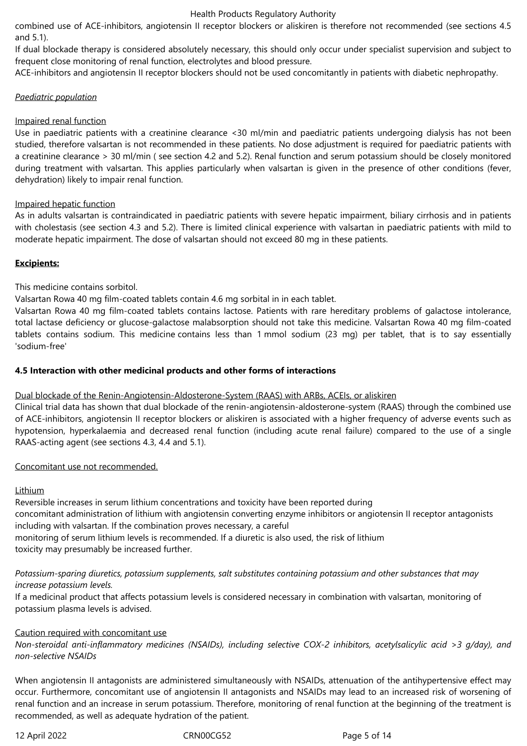combined use of ACE-inhibitors, angiotensin II receptor blockers or aliskiren is therefore not recommended (see sections 4.5 and 5.1).

If dual blockade therapy is considered absolutely necessary, this should only occur under specialist supervision and subject to frequent close monitoring of renal function, electrolytes and blood pressure.

ACE-inhibitors and angiotensin II receptor blockers should not be used concomitantly in patients with diabetic nephropathy.

*Paediatric population*

Impaired renal function

Use in paediatric patients with a creatinine clearance <30 ml/min and paediatric patients undergoing dialysis has not been studied, therefore valsartan is not recommended in these patients. No dose adjustment is required for paediatric patients with a creatinine clearance > 30 ml/min ( see section 4.2 and 5.2). Renal function and serum potassium should be closely monitored during treatment with valsartan. This applies particularly when valsartan is given in the presence of other conditions (fever, dehydration) likely to impair renal function.

Impaired hepatic function

As in adults valsartan is contraindicated in paediatric patients with severe hepatic impairment, biliary cirrhosis and in patients with cholestasis (see section 4.3 and 5.2). There is limited clinical experience with valsartan in paediatric patients with mild to moderate hepatic impairment. The dose of valsartan should not exceed 80 mg in these patients.

**Excipients:**

This medicine contains sorbitol.

Valsartan Rowa 40 mg film-coated tablets contain 4.6 mg sorbital in in each tablet.

Valsartan Rowa 40 mg film-coated tablets contains lactose. Patients with rare hereditary problems of galactose intolerance, total lactase deficiency or glucose-galactose malabsorption should not take this medicine. Valsartan Rowa 40 mg film-coated tablets contains sodium. This medicine contains less than 1 mmol sodium (23 mg) per tablet, that is to say essentially 'sodium-free'

### 4.5 Interaction with other medicinal products and other forms of interactions

Dual blockade of the Renin-Angiotensin-Aldosterone-System (RAAS) with ARBs, ACEIs, or aliskiren

Clinical trial data has shown that dual blockade of the renin-angiotensin-aldosterone-system (RAAS) through the combined use of ACE-inhibitors, angiotensin II receptor blockers or aliskiren is associated with a higher frequency of adverse events such as hypotension, hyperkalaemia and decreased renal function (including acute renal failure) compared to the use of a single RAAS-acting agent (see sections 4.3, 4.4 and 5.1).

Concomitant use not recommended.

Lithium

Reversible increases in serum lithium concentrations and toxicity have been reported during concomitant administration of lithium with angiotensin converting enzyme inhibitors or angiotensin II receptor antagonists including with valsartan. If the combination proves necessary, a careful monitoring of serum lithium levels is recommended. If a diuretic is also used, the risk of lithium toxicity may presumably be increased further.

*Potassium-sparing diuretics, potassium supplements, salt substitutes containing potassium and other substances that may increase potassium levels.*

If a medicinal product that affects potassium levels is considered necessary in combination with valsartan, monitoring of potassium plasma levels is advised.

Caution required with concomitant use

*Non-steroidal anti-inflammatory medicines (NSAIDs), including selective COX-2 inhibitors, acetylsalicylic acid >3 g/day), and non-selective NSAIDs*

When angiotensin II antagonists are administered simultaneously with NSAIDs, attenuation of the antihypertensive effect may occur. Furthermore, concomitant use of angiotensin II antagonists and NSAIDs may lead to an increased risk of worsening of renal function and an increase in serum potassium. Therefore, monitoring of renal function at the beginning of the treatment is recommended, as well as adequate hydration of the patient.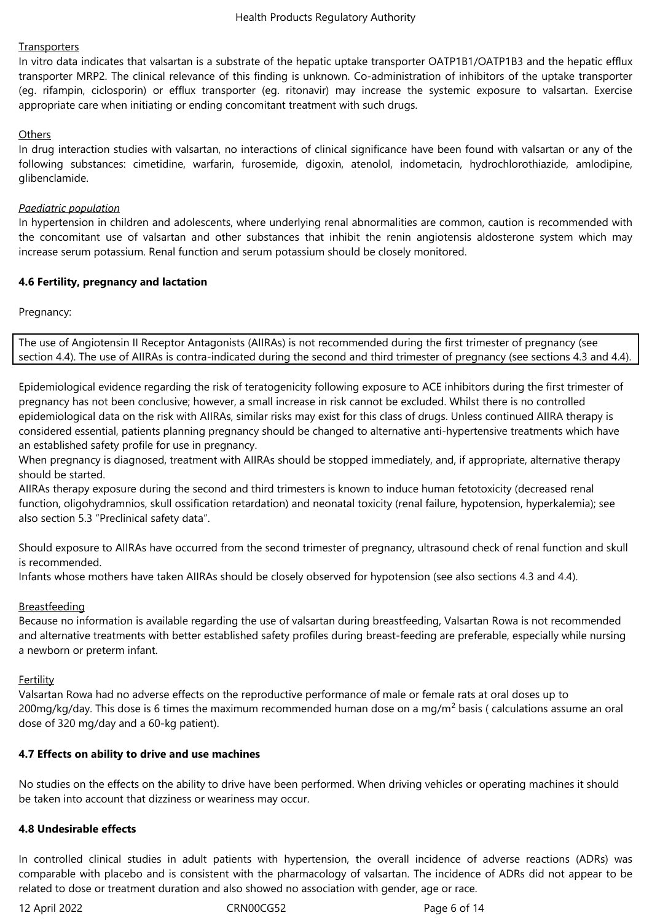Transporters

In vitro data indicates that valsartan is a substrate of the hepatic uptake transporter OATP1B1/OATP1B3 and the hepatic efflux transporter MRP2. The clinical relevance of this finding is unknown. Co-administration of inhibitors of the uptake transporter (eg. rifampin, ciclosporin) or efflux transporter (eg. ritonavir) may increase the systemic exposure to valsartan. Exercise appropriate care when initiating or ending concomitant treatment with such drugs.

Others

In drug interaction studies with valsartan, no interactions of clinical significance have been found with valsartan or any of the following substances: cimetidine, warfarin, furosemide, digoxin, atenolol, indometacin, hydrochlorothiazide, amlodipine, glibenclamide.

*Paediatric population*

In hypertension in children and adolescents, where underlying renal abnormalities are common, caution is recommended with the concomitant use of valsartan and other substances that inhibit the renin angiotensis aldosterone system which may increase serum potassium. Renal function and serum potassium should be closely monitored.

**4.6 Fertility, pregnancy and lactation**

Pregnancy:

The use of Angiotensin II Receptor Antagonists (AIIRAs) is not recommended during the first trimester of pregnancy (see section 4.4). The use of AIIRAs is contra-indicated during the second and third trimester of pregnancy (see sections 4.3 and 4.4).

Epidemiological evidence regarding the risk of teratogenicity following exposure to ACE inhibitors during the first trimester of pregnancy has not been conclusive; however, a small increase in risk cannot be excluded. Whilst there is no controlled epidemiological data on the risk with AIIRAs, similar risks may exist for this class of drugs. Unless continued AIIRA therapy is considered essential, patients planning pregnancy should be changed to alternative anti-hypertensive treatments which have an established safety profile for use in pregnancy.
When pregnancy is diagnosed, treatment with AIIRAs should be stopped immediately, and, if appropriate, alternative therapy should be started.
AIIRAs therapy exposure during the second and third trimesters is known to induce human fetotoxicity (decreased renal function, oligohydramnios, skull ossification retardation) and neonatal toxicity (renal failure, hypotension, hyperkalemia); see also section 5.3 “Preclinical safety data”.

Should exposure to AIIRAs have occurred from the second trimester of pregnancy, ultrasound check of renal function and skull is recommended.
Infants whose mothers have taken AIIRAs should be closely observed for hypotension (see also sections 4.3 and 4.4).

Breastfeeding

Because no information is available regarding the use of valsartan during breastfeeding, Valsartan Rowa is not recommended and alternative treatments with better established safety profiles during breast-feeding are preferable, especially while nursing a newborn or preterm infant.

Fertility

Valsartan Rowa had no adverse effects on the reproductive performance of male or female rats at oral doses up to 200mg/kg/day. This dose is 6 times the maximum recommended human dose on a mg/$m^2$ basis ( calculations assume an oral dose of 320 mg/day and a 60-kg patient).

**4.7 Effects on ability to drive and use machines**

No studies on the effects on the ability to drive have been performed. When driving vehicles or operating machines it should be taken into account that dizziness or weariness may occur.

**4.8 Undesirable effects**

In controlled clinical studies in adult patients with hypertension, the overall incidence of adverse reactions (ADRs) was comparable with placebo and is consistent with the pharmacology of valsartan. The incidence of ADRs did not appear to be related to dose or treatment duration and also showed no association with gender, age or race.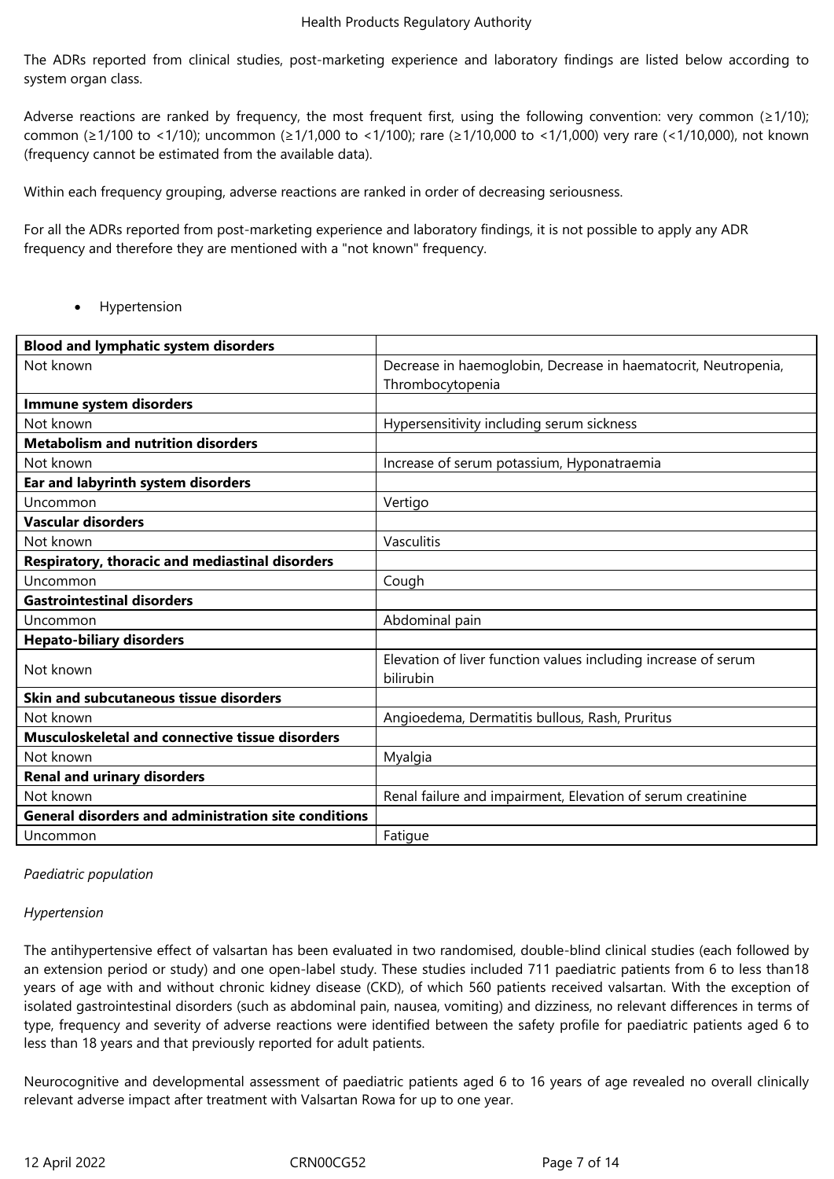The ADRs reported from clinical studies, post-marketing experience and laboratory findings are listed below according to system organ class.

Adverse reactions are ranked by frequency, the most frequent first, using the following convention: very common (≥1/10); common (≥1/100 to <1/10); uncommon (≥1/1,000 to <1/100); rare (≥1/10,000 to <1/1,000) very rare (<1/10,000), not known (frequency cannot be estimated from the available data).

Within each frequency grouping, adverse reactions are ranked in order of decreasing seriousness.

For all the ADRs reported from post-marketing experience and laboratory findings, it is not possible to apply any ADR frequency and therefore they are mentioned with a "not known" frequency.

- Hypertension

| **Blood and lymphatic system disorders** | |
|---|---|
| Not known | Decrease in haemoglobin, Decrease in haematocrit, Neutropenia, Thrombocytopenia |
| **Immune system disorders** | |
| Not known | Hypersensitivity including serum sickness |
| **Metabolism and nutrition disorders** | |
| Not known | Increase of serum potassium, Hyponatraemia |
| **Ear and labyrinth system disorders** | |
| Uncommon | Vertigo |
| **Vascular disorders** | |
| Not known | Vasculitis |
| **Respiratory, thoracic and mediastinal disorders** | |
| Uncommon | Cough |
| **Gastrointestinal disorders** | |
| Uncommon | Abdominal pain |
| **Hepato-biliary disorders** | |
| Not known | Elevation of liver function values including increase of serum bilirubin |
| **Skin and subcutaneous tissue disorders** | |
| Not known | Angioedema, Dermatitis bullous, Rash, Pruritus |
| **Musculoskeletal and connective tissue disorders** | |
| Not known | Myalgia |
| **Renal and urinary disorders** | |
| Not known | Renal failure and impairment, Elevation of serum creatinine |
| **General disorders and administration site conditions** | |
| Uncommon | Fatigue |

*Paediatric population*

*Hypertension*

The antihypertensive effect of valsartan has been evaluated in two randomised, double-blind clinical studies (each followed by an extension period or study) and one open-label study. These studies included 711 paediatric patients from 6 to less than18 years of age with and without chronic kidney disease (CKD), of which 560 patients received valsartan. With the exception of isolated gastrointestinal disorders (such as abdominal pain, nausea, vomiting) and dizziness, no relevant differences in terms of type, frequency and severity of adverse reactions were identified between the safety profile for paediatric patients aged 6 to less than 18 years and that previously reported for adult patients.

Neurocognitive and developmental assessment of paediatric patients aged 6 to 16 years of age revealed no overall clinically relevant adverse impact after treatment with Valsartan Rowa for up to one year.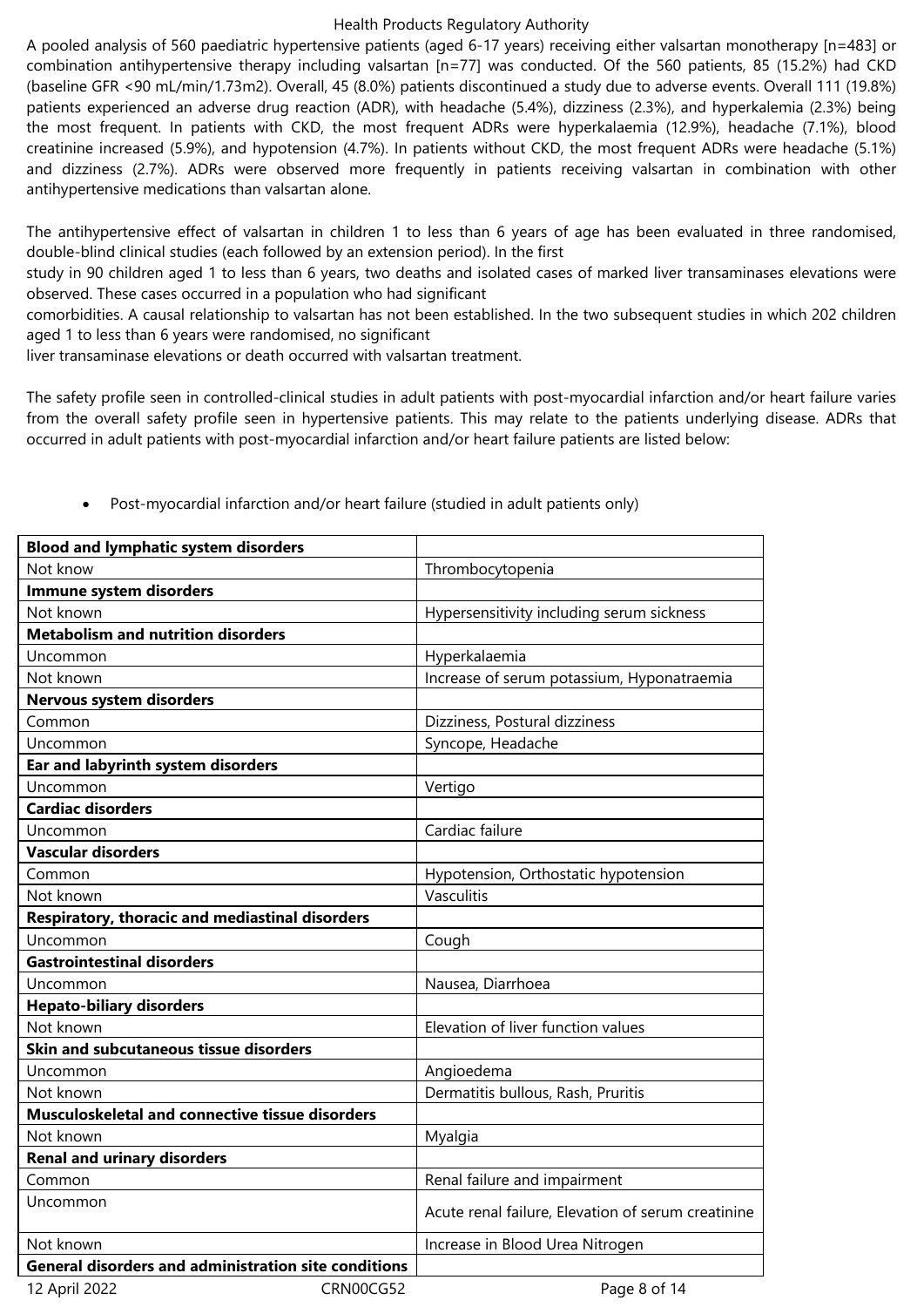A pooled analysis of 560 paediatric hypertensive patients (aged 6-17 years) receiving either valsartan monotherapy [n=483] or combination antihypertensive therapy including valsartan [n=77] was conducted. Of the 560 patients, 85 (15.2%) had CKD (baseline GFR <90 mL/min/1.73m2). Overall, 45 (8.0%) patients discontinued a study due to adverse events. Overall 111 (19.8%) patients experienced an adverse drug reaction (ADR), with headache (5.4%), dizziness (2.3%), and hyperkalemia (2.3%) being the most frequent. In patients with CKD, the most frequent ADRs were hyperkalaemia (12.9%), headache (7.1%), blood creatinine increased (5.9%), and hypotension (4.7%). In patients without CKD, the most frequent ADRs were headache (5.1%) and dizziness (2.7%). ADRs were observed more frequently in patients receiving valsartan in combination with other antihypertensive medications than valsartan alone.

The antihypertensive effect of valsartan in children 1 to less than 6 years of age has been evaluated in three randomised, double-blind clinical studies (each followed by an extension period). In the first study in 90 children aged 1 to less than 6 years, two deaths and isolated cases of marked liver transaminases elevations were observed. These cases occurred in a population who had significant comorbidities. A causal relationship to valsartan has not been established. In the two subsequent studies in which 202 children aged 1 to less than 6 years were randomised, no significant liver transaminase elevations or death occurred with valsartan treatment.

The safety profile seen in controlled-clinical studies in adult patients with post-myocardial infarction and/or heart failure varies from the overall safety profile seen in hypertensive patients. This may relate to the patients underlying disease. ADRs that occurred in adult patients with post-myocardial infarction and/or heart failure patients are listed below:

- Post-myocardial infarction and/or heart failure (studied in adult patients only)

| | |
|---|---|
| **Blood and lymphatic system disorders** | |
| Not know | Thrombocytopenia |
| **Immune system disorders** | |
| Not known | Hypersensitivity including serum sickness |
| **Metabolism and nutrition disorders** | |
| Uncommon | Hyperkalaemia |
| Not known | Increase of serum potassium, Hyponatraemia |
| **Nervous system disorders** | |
| Common | Dizziness, Postural dizziness |
| Uncommon | Syncope, Headache |
| **Ear and labyrinth system disorders** | |
| Uncommon | Vertigo |
| **Cardiac disorders** | |
| Uncommon | Cardiac failure |
| **Vascular disorders** | |
| Common | Hypotension, Orthostatic hypotension |
| Not known | Vasculitis |
| **Respiratory, thoracic and mediastinal disorders** | |
| Uncommon | Cough |
| **Gastrointestinal disorders** | |
| Uncommon | Nausea, Diarrhoea |
| **Hepato-biliary disorders** | |
| Not known | Elevation of liver function values |
| **Skin and subcutaneous tissue disorders** | |
| Uncommon | Angioedema |
| Not known | Dermatitis bullous, Rash, Pruritis |
| **Musculoskeletal and connective tissue disorders** | |
| Not known | Myalgia |
| **Renal and urinary disorders** | |
| Common | Renal failure and impairment |
| Uncommon | Acute renal failure, Elevation of serum creatinine |
| Not known | Increase in Blood Urea Nitrogen |
| **General disorders and administration site conditions** | |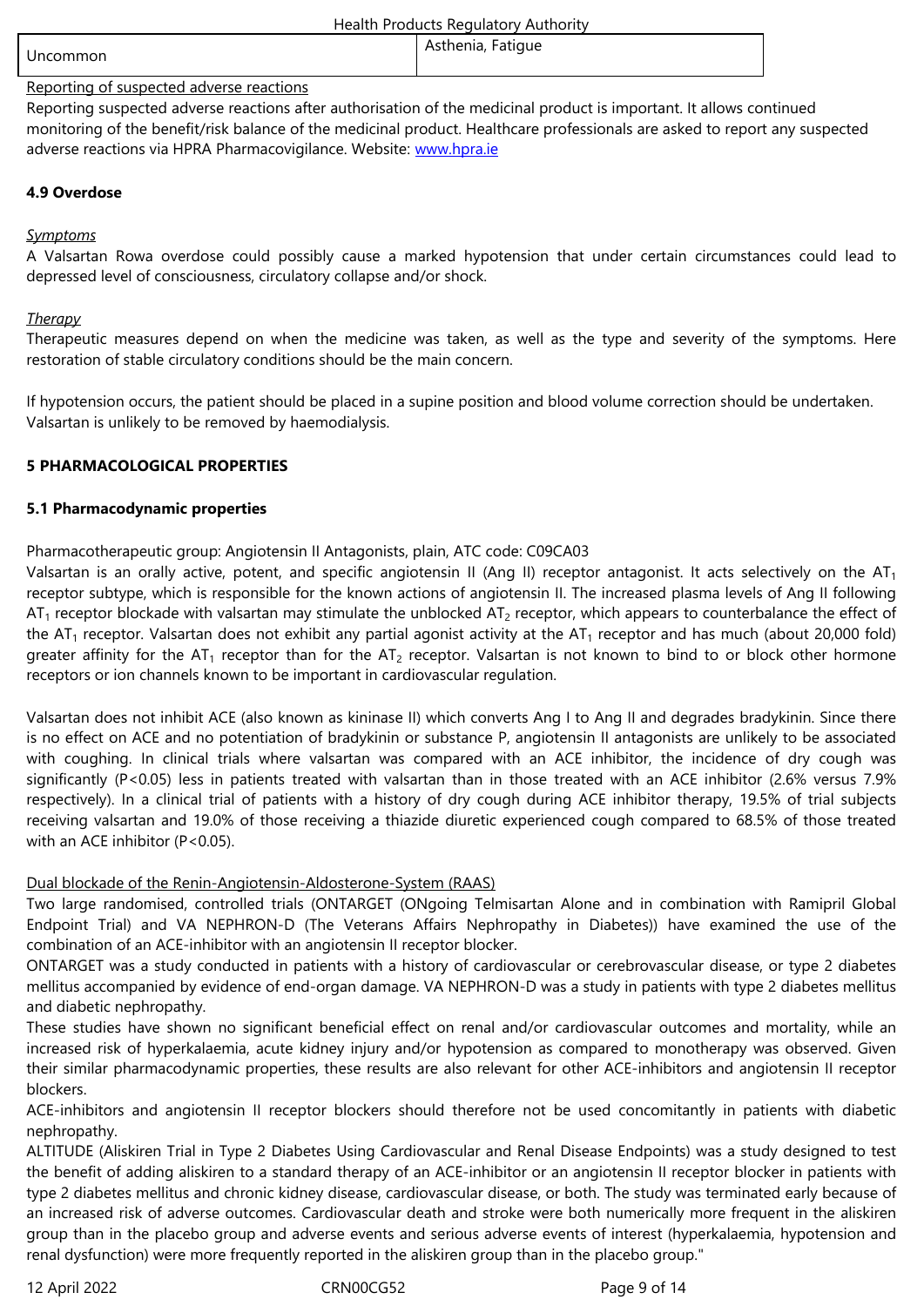| Uncommon | Asthenia, Fatigue |
|---|---|

Reporting of suspected adverse reactions

Reporting suspected adverse reactions after authorisation of the medicinal product is important. It allows continued monitoring of the benefit/risk balance of the medicinal product. Healthcare professionals are asked to report any suspected adverse reactions via HPRA Pharmacovigilance. Website: www.hpra.ie

**4.9 Overdose**

*Symptoms*

A Valsartan Rowa overdose could possibly cause a marked hypotension that under certain circumstances could lead to depressed level of consciousness, circulatory collapse and/or shock.

*Therapy*

Therapeutic measures depend on when the medicine was taken, as well as the type and severity of the symptoms. Here restoration of stable circulatory conditions should be the main concern.

If hypotension occurs, the patient should be placed in a supine position and blood volume correction should be undertaken. Valsartan is unlikely to be removed by haemodialysis.

**5 PHARMACOLOGICAL PROPERTIES**

**5.1 Pharmacodynamic properties**

Pharmacotherapeutic group: Angiotensin II Antagonists, plain, ATC code: C09CA03

Valsartan is an orally active, potent, and specific angiotensin II (Ang II) receptor antagonist. It acts selectively on the $AT_1$ receptor subtype, which is responsible for the known actions of angiotensin II. The increased plasma levels of Ang II following $AT_1$ receptor blockade with valsartan may stimulate the unblocked $AT_2$ receptor, which appears to counterbalance the effect of the $AT_1$ receptor. Valsartan does not exhibit any partial agonist activity at the $AT_1$ receptor and has much (about 20,000 fold) greater affinity for the $AT_1$ receptor than for the $AT_2$ receptor. Valsartan is not known to bind to or block other hormone receptors or ion channels known to be important in cardiovascular regulation.

Valsartan does not inhibit ACE (also known as kininase II) which converts Ang I to Ang II and degrades bradykinin. Since there is no effect on ACE and no potentiation of bradykinin or substance P, angiotensin II antagonists are unlikely to be associated with coughing. In clinical trials where valsartan was compared with an ACE inhibitor, the incidence of dry cough was significantly ($P<0.05$) less in patients treated with valsartan than in those treated with an ACE inhibitor (2.6% versus 7.9% respectively). In a clinical trial of patients with a history of dry cough during ACE inhibitor therapy, 19.5% of trial subjects receiving valsartan and 19.0% of those receiving a thiazide diuretic experienced cough compared to 68.5% of those treated with an ACE inhibitor ($P<0.05$).

Dual blockade of the Renin-Angiotensin-Aldosterone-System (RAAS)

Two large randomised, controlled trials (ONTARGET (ONgoing Telmisartan Alone and in combination with Ramipril Global Endpoint Trial) and VA NEPHRON-D (The Veterans Affairs Nephropathy in Diabetes)) have examined the use of the combination of an ACE-inhibitor with an angiotensin II receptor blocker.

ONTARGET was a study conducted in patients with a history of cardiovascular or cerebrovascular disease, or type 2 diabetes mellitus accompanied by evidence of end-organ damage. VA NEPHRON-D was a study in patients with type 2 diabetes mellitus and diabetic nephropathy.

These studies have shown no significant beneficial effect on renal and/or cardiovascular outcomes and mortality, while an increased risk of hyperkalaemia, acute kidney injury and/or hypotension as compared to monotherapy was observed. Given their similar pharmacodynamic properties, these results are also relevant for other ACE-inhibitors and angiotensin II receptor blockers.

ACE-inhibitors and angiotensin II receptor blockers should therefore not be used concomitantly in patients with diabetic nephropathy.

ALTITUDE (Aliskiren Trial in Type 2 Diabetes Using Cardiovascular and Renal Disease Endpoints) was a study designed to test the benefit of adding aliskiren to a standard therapy of an ACE-inhibitor or an angiotensin II receptor blocker in patients with type 2 diabetes mellitus and chronic kidney disease, cardiovascular disease, or both. The study was terminated early because of an increased risk of adverse outcomes. Cardiovascular death and stroke were both numerically more frequent in the aliskiren group than in the placebo group and adverse events and serious adverse events of interest (hyperkalaemia, hypotension and renal dysfunction) were more frequently reported in the aliskiren group than in the placebo group."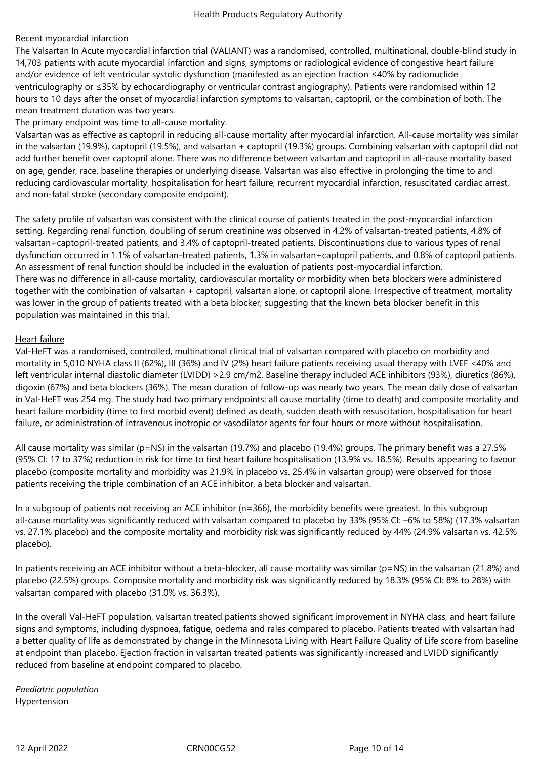Recent myocardial infarction

The Valsartan In Acute myocardial infarction trial (VALIANT) was a randomised, controlled, multinational, double-blind study in 14,703 patients with acute myocardial infarction and signs, symptoms or radiological evidence of congestive heart failure and/or evidence of left ventricular systolic dysfunction (manifested as an ejection fraction ≤40% by radionuclide ventriculography or ≤35% by echocardiography or ventricular contrast angiography). Patients were randomised within 12 hours to 10 days after the onset of myocardial infarction symptoms to valsartan, captopril, or the combination of both. The mean treatment duration was two years.

The primary endpoint was time to all-cause mortality.

Valsartan was as effective as captopril in reducing all-cause mortality after myocardial infarction. All-cause mortality was similar in the valsartan (19.9%), captopril (19.5%), and valsartan + captopril (19.3%) groups. Combining valsartan with captopril did not add further benefit over captopril alone. There was no difference between valsartan and captopril in all-cause mortality based on age, gender, race, baseline therapies or underlying disease. Valsartan was also effective in prolonging the time to and reducing cardiovascular mortality, hospitalisation for heart failure, recurrent myocardial infarction, resuscitated cardiac arrest, and non-fatal stroke (secondary composite endpoint).

The safety profile of valsartan was consistent with the clinical course of patients treated in the post-myocardial infarction setting. Regarding renal function, doubling of serum creatinine was observed in 4.2% of valsartan-treated patients, 4.8% of valsartan+captopril-treated patients, and 3.4% of captopril-treated patients. Discontinuations due to various types of renal dysfunction occurred in 1.1% of valsartan-treated patients, 1.3% in valsartan+captopril patients, and 0.8% of captopril patients. An assessment of renal function should be included in the evaluation of patients post-myocardial infarction.

There was no difference in all-cause mortality, cardiovascular mortality or morbidity when beta blockers were administered together with the combination of valsartan + captopril, valsartan alone, or captopril alone. Irrespective of treatment, mortality was lower in the group of patients treated with a beta blocker, suggesting that the known beta blocker benefit in this population was maintained in this trial.

Heart failure

Val-HeFT was a randomised, controlled, multinational clinical trial of valsartan compared with placebo on morbidity and mortality in 5,010 NYHA class II (62%), III (36%) and IV (2%) heart failure patients receiving usual therapy with LVEF <40% and left ventricular internal diastolic diameter (LVIDD) >2.9 cm/m2. Baseline therapy included ACE inhibitors (93%), diuretics (86%), digoxin (67%) and beta blockers (36%). The mean duration of follow-up was nearly two years. The mean daily dose of valsartan in Val-HeFT was 254 mg. The study had two primary endpoints: all cause mortality (time to death) and composite mortality and heart failure morbidity (time to first morbid event) defined as death, sudden death with resuscitation, hospitalisation for heart failure, or administration of intravenous inotropic or vasodilator agents for four hours or more without hospitalisation.

All cause mortality was similar (p=NS) in the valsartan (19.7%) and placebo (19.4%) groups. The primary benefit was a 27.5% (95% CI: 17 to 37%) reduction in risk for time to first heart failure hospitalisation (13.9% vs. 18.5%). Results appearing to favour placebo (composite mortality and morbidity was 21.9% in placebo vs. 25.4% in valsartan group) were observed for those patients receiving the triple combination of an ACE inhibitor, a beta blocker and valsartan.

In a subgroup of patients not receiving an ACE inhibitor (n=366), the morbidity benefits were greatest. In this subgroup all-cause mortality was significantly reduced with valsartan compared to placebo by 33% (95% CI: –6% to 58%) (17.3% valsartan vs. 27.1% placebo) and the composite mortality and morbidity risk was significantly reduced by 44% (24.9% valsartan vs. 42.5% placebo).

In patients receiving an ACE inhibitor without a beta-blocker, all cause mortality was similar (p=NS) in the valsartan (21.8%) and placebo (22.5%) groups. Composite mortality and morbidity risk was significantly reduced by 18.3% (95% CI: 8% to 28%) with valsartan compared with placebo (31.0% vs. 36.3%).

In the overall Val-HeFT population, valsartan treated patients showed significant improvement in NYHA class, and heart failure signs and symptoms, including dyspnoea, fatigue, oedema and rales compared to placebo. Patients treated with valsartan had a better quality of life as demonstrated by change in the Minnesota Living with Heart Failure Quality of Life score from baseline at endpoint than placebo. Ejection fraction in valsartan treated patients was significantly increased and LVIDD significantly reduced from baseline at endpoint compared to placebo.

*Paediatric population*

Hypertension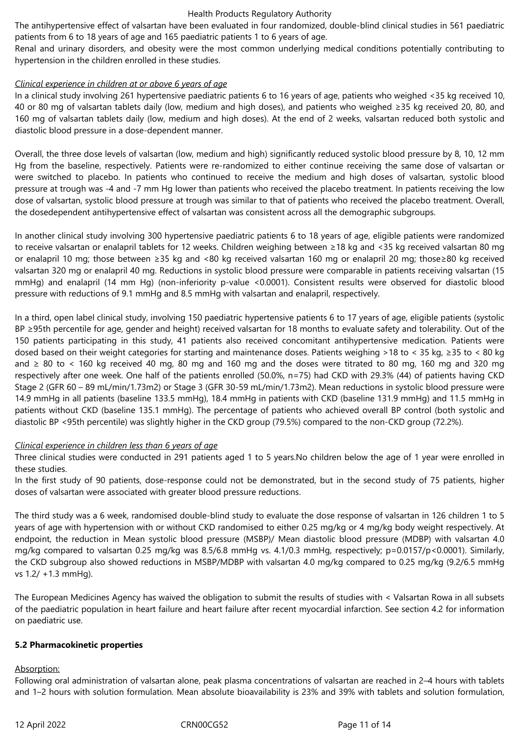The antihypertensive effect of valsartan have been evaluated in four randomized, double-blind clinical studies in 561 paediatric patients from 6 to 18 years of age and 165 paediatric patients 1 to 6 years of age.
Renal and urinary disorders, and obesity were the most common underlying medical conditions potentially contributing to hypertension in the children enrolled in these studies.

*Clinical experience in children at or above 6 years of age*

In a clinical study involving 261 hypertensive paediatric patients 6 to 16 years of age, patients who weighed <35 kg received 10, 40 or 80 mg of valsartan tablets daily (low, medium and high doses), and patients who weighed ≥35 kg received 20, 80, and 160 mg of valsartan tablets daily (low, medium and high doses). At the end of 2 weeks, valsartan reduced both systolic and diastolic blood pressure in a dose-dependent manner.

Overall, the three dose levels of valsartan (low, medium and high) significantly reduced systolic blood pressure by 8, 10, 12 mm Hg from the baseline, respectively. Patients were re-randomized to either continue receiving the same dose of valsartan or were switched to placebo. In patients who continued to receive the medium and high doses of valsartan, systolic blood pressure at trough was -4 and -7 mm Hg lower than patients who received the placebo treatment. In patients receiving the low dose of valsartan, systolic blood pressure at trough was similar to that of patients who received the placebo treatment. Overall, the dosedependent antihypertensive effect of valsartan was consistent across all the demographic subgroups.

In another clinical study involving 300 hypertensive paediatric patients 6 to 18 years of age, eligible patients were randomized to receive valsartan or enalapril tablets for 12 weeks. Children weighing between ≥18 kg and <35 kg received valsartan 80 mg or enalapril 10 mg; those between ≥35 kg and <80 kg received valsartan 160 mg or enalapril 20 mg; those≥80 kg received valsartan 320 mg or enalapril 40 mg. Reductions in systolic blood pressure were comparable in patients receiving valsartan (15 mmHg) and enalapril (14 mm Hg) (non-inferiority p-value <0.0001). Consistent results were observed for diastolic blood pressure with reductions of 9.1 mmHg and 8.5 mmHg with valsartan and enalapril, respectively.

In a third, open label clinical study, involving 150 paediatric hypertensive patients 6 to 17 years of age, eligible patients (systolic BP ≥95th percentile for age, gender and height) received valsartan for 18 months to evaluate safety and tolerability. Out of the 150 patients participating in this study, 41 patients also received concomitant antihypertensive medication. Patients were dosed based on their weight categories for starting and maintenance doses. Patients weighing >18 to < 35 kg, ≥35 to < 80 kg and ≥ 80 to < 160 kg received 40 mg, 80 mg and 160 mg and the doses were titrated to 80 mg, 160 mg and 320 mg respectively after one week. One half of the patients enrolled (50.0%, n=75) had CKD with 29.3% (44) of patients having CKD Stage 2 (GFR 60 – 89 mL/min/1.73m2) or Stage 3 (GFR 30-59 mL/min/1.73m2). Mean reductions in systolic blood pressure were 14.9 mmHg in all patients (baseline 133.5 mmHg), 18.4 mmHg in patients with CKD (baseline 131.9 mmHg) and 11.5 mmHg in patients without CKD (baseline 135.1 mmHg). The percentage of patients who achieved overall BP control (both systolic and diastolic BP <95th percentile) was slightly higher in the CKD group (79.5%) compared to the non-CKD group (72.2%).

*Clinical experience in children less than 6 years of age*

Three clinical studies were conducted in 291 patients aged 1 to 5 years.No children below the age of 1 year were enrolled in these studies.
In the first study of 90 patients, dose-response could not be demonstrated, but in the second study of 75 patients, higher doses of valsartan were associated with greater blood pressure reductions.

The third study was a 6 week, randomised double-blind study to evaluate the dose response of valsartan in 126 children 1 to 5 years of age with hypertension with or without CKD randomised to either 0.25 mg/kg or 4 mg/kg body weight respectively. At endpoint, the reduction in Mean systolic blood pressure (MSBP)/ Mean diastolic blood pressure (MDBP) with valsartan 4.0 mg/kg compared to valsartan 0.25 mg/kg was 8.5/6.8 mmHg vs. 4.1/0.3 mmHg, respectively; p=0.0157/p<0.0001). Similarly, the CKD subgroup also showed reductions in MSBP/MDBP with valsartan 4.0 mg/kg compared to 0.25 mg/kg (9.2/6.5 mmHg vs 1.2/ +1.3 mmHg).

The European Medicines Agency has waived the obligation to submit the results of studies with < Valsartan Rowa in all subsets of the paediatric population in heart failure and heart failure after recent myocardial infarction. See section 4.2 for information on paediatric use.

**5.2 Pharmacokinetic properties**

Absorption:

Following oral administration of valsartan alone, peak plasma concentrations of valsartan are reached in 2–4 hours with tablets and 1–2 hours with solution formulation. Mean absolute bioavailability is 23% and 39% with tablets and solution formulation,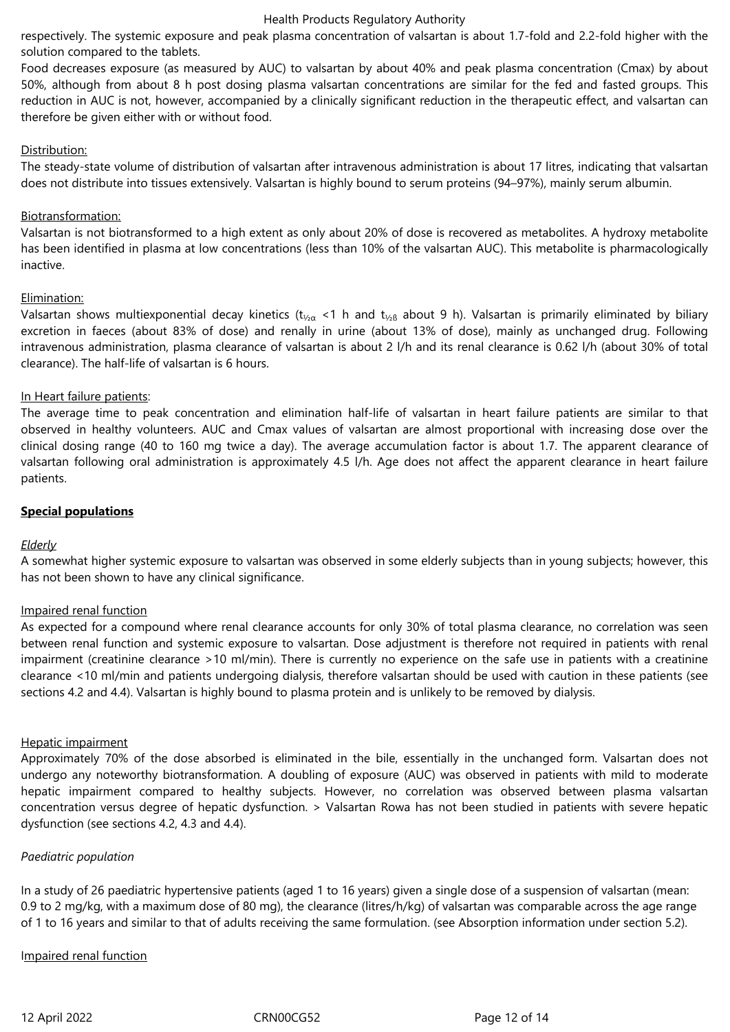respectively. The systemic exposure and peak plasma concentration of valsartan is about 1.7-fold and 2.2-fold higher with the solution compared to the tablets.

Food decreases exposure (as measured by AUC) to valsartan by about 40% and peak plasma concentration (Cmax) by about 50%, although from about 8 h post dosing plasma valsartan concentrations are similar for the fed and fasted groups. This reduction in AUC is not, however, accompanied by a clinically significant reduction in the therapeutic effect, and valsartan can therefore be given either with or without food.

Distribution:

The steady-state volume of distribution of valsartan after intravenous administration is about 17 litres, indicating that valsartan does not distribute into tissues extensively. Valsartan is highly bound to serum proteins (94–97%), mainly serum albumin.

Biotransformation:

Valsartan is not biotransformed to a high extent as only about 20% of dose is recovered as metabolites. A hydroxy metabolite has been identified in plasma at low concentrations (less than 10% of the valsartan AUC). This metabolite is pharmacologically inactive.

Elimination:

Valsartan shows multiexponential decay kinetics ($t_{½α}$ <1 h and $t_{½β}$ about 9 h). Valsartan is primarily eliminated by biliary excretion in faeces (about 83% of dose) and renally in urine (about 13% of dose), mainly as unchanged drug. Following intravenous administration, plasma clearance of valsartan is about 2 l/h and its renal clearance is 0.62 l/h (about 30% of total clearance). The half-life of valsartan is 6 hours.

In Heart failure patients:

The average time to peak concentration and elimination half-life of valsartan in heart failure patients are similar to that observed in healthy volunteers. AUC and Cmax values of valsartan are almost proportional with increasing dose over the clinical dosing range (40 to 160 mg twice a day). The average accumulation factor is about 1.7. The apparent clearance of valsartan following oral administration is approximately 4.5 l/h. Age does not affect the apparent clearance in heart failure patients.

**Special populations**

*Elderly*

A somewhat higher systemic exposure to valsartan was observed in some elderly subjects than in young subjects; however, this has not been shown to have any clinical significance.

Impaired renal function

As expected for a compound where renal clearance accounts for only 30% of total plasma clearance, no correlation was seen between renal function and systemic exposure to valsartan. Dose adjustment is therefore not required in patients with renal impairment (creatinine clearance >10 ml/min). There is currently no experience on the safe use in patients with a creatinine clearance <10 ml/min and patients undergoing dialysis, therefore valsartan should be used with caution in these patients (see sections 4.2 and 4.4). Valsartan is highly bound to plasma protein and is unlikely to be removed by dialysis.

Hepatic impairment

Approximately 70% of the dose absorbed is eliminated in the bile, essentially in the unchanged form. Valsartan does not undergo any noteworthy biotransformation. A doubling of exposure (AUC) was observed in patients with mild to moderate hepatic impairment compared to healthy subjects. However, no correlation was observed between plasma valsartan concentration versus degree of hepatic dysfunction. > Valsartan Rowa has not been studied in patients with severe hepatic dysfunction (see sections 4.2, 4.3 and 4.4).

*Paediatric population*

In a study of 26 paediatric hypertensive patients (aged 1 to 16 years) given a single dose of a suspension of valsartan (mean: 0.9 to 2 mg/kg, with a maximum dose of 80 mg), the clearance (litres/h/kg) of valsartan was comparable across the age range of 1 to 16 years and similar to that of adults receiving the same formulation. (see Absorption information under section 5.2).

Impaired renal function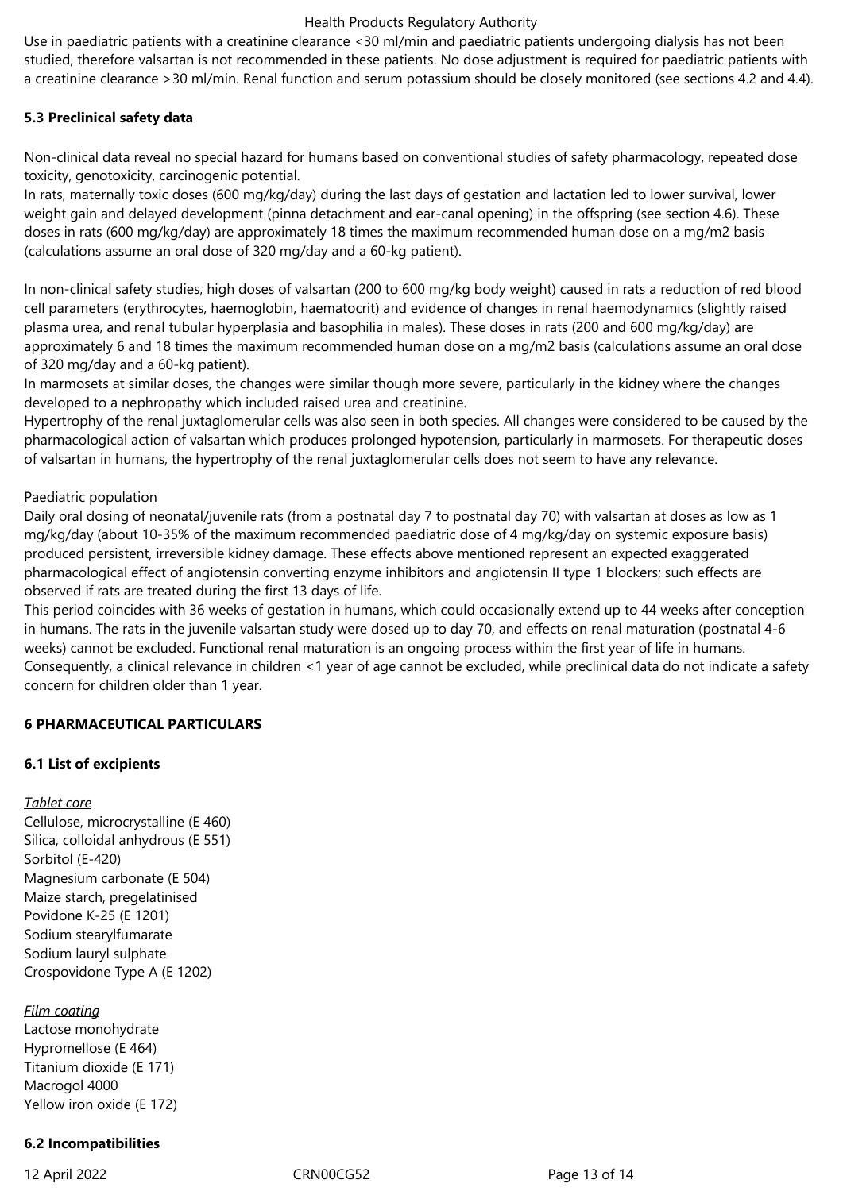Use in paediatric patients with a creatinine clearance <30 ml/min and paediatric patients undergoing dialysis has not been studied, therefore valsartan is not recommended in these patients. No dose adjustment is required for paediatric patients with a creatinine clearance >30 ml/min. Renal function and serum potassium should be closely monitored (see sections 4.2 and 4.4).

## 5.3 Preclinical safety data

Non-clinical data reveal no special hazard for humans based on conventional studies of safety pharmacology, repeated dose toxicity, genotoxicity, carcinogenic potential.

In rats, maternally toxic doses (600 mg/kg/day) during the last days of gestation and lactation led to lower survival, lower weight gain and delayed development (pinna detachment and ear-canal opening) in the offspring (see section 4.6). These doses in rats (600 mg/kg/day) are approximately 18 times the maximum recommended human dose on a mg/m2 basis (calculations assume an oral dose of 320 mg/day and a 60-kg patient).

In non-clinical safety studies, high doses of valsartan (200 to 600 mg/kg body weight) caused in rats a reduction of red blood cell parameters (erythrocytes, haemoglobin, haematocrit) and evidence of changes in renal haemodynamics (slightly raised plasma urea, and renal tubular hyperplasia and basophilia in males). These doses in rats (200 and 600 mg/kg/day) are approximately 6 and 18 times the maximum recommended human dose on a mg/m2 basis (calculations assume an oral dose of 320 mg/day and a 60-kg patient).

In marmosets at similar doses, the changes were similar though more severe, particularly in the kidney where the changes developed to a nephropathy which included raised urea and creatinine.

Hypertrophy of the renal juxtaglomerular cells was also seen in both species. All changes were considered to be caused by the pharmacological action of valsartan which produces prolonged hypotension, particularly in marmosets. For therapeutic doses of valsartan in humans, the hypertrophy of the renal juxtaglomerular cells does not seem to have any relevance.

Paediatric population

Daily oral dosing of neonatal/juvenile rats (from a postnatal day 7 to postnatal day 70) with valsartan at doses as low as 1 mg/kg/day (about 10-35% of the maximum recommended paediatric dose of 4 mg/kg/day on systemic exposure basis) produced persistent, irreversible kidney damage. These effects above mentioned represent an expected exaggerated pharmacological effect of angiotensin converting enzyme inhibitors and angiotensin II type 1 blockers; such effects are observed if rats are treated during the first 13 days of life.

This period coincides with 36 weeks of gestation in humans, which could occasionally extend up to 44 weeks after conception in humans. The rats in the juvenile valsartan study were dosed up to day 70, and effects on renal maturation (postnatal 4-6 weeks) cannot be excluded. Functional renal maturation is an ongoing process within the first year of life in humans. Consequently, a clinical relevance in children <1 year of age cannot be excluded, while preclinical data do not indicate a safety concern for children older than 1 year.

# 6 PHARMACEUTICAL PARTICULARS

## 6.1 List of excipients

*Tablet core*

Cellulose, microcrystalline (E 460)
Silica, colloidal anhydrous (E 551)
Sorbitol (E-420)
Magnesium carbonate (E 504)
Maize starch, pregelatinised
Povidone K-25 (E 1201)
Sodium stearylfumarate
Sodium lauryl sulphate
Crospovidone Type A (E 1202)

*Film coating*

Lactose monohydrate
Hypromellose (E 464)
Titanium dioxide (E 171)
Macrogol 4000
Yellow iron oxide (E 172)

## 6.2 Incompatibilities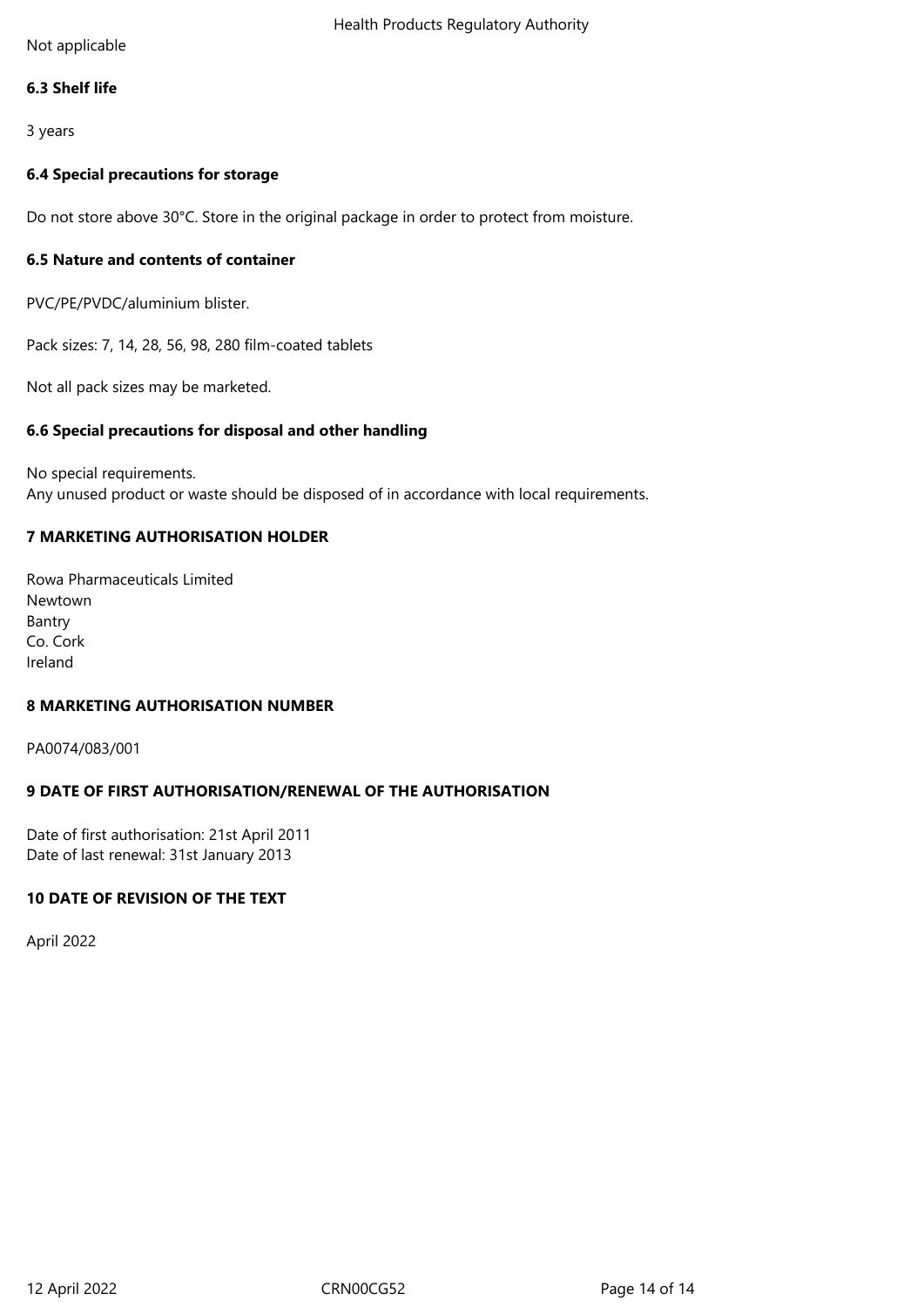Not applicable

### 6.3 Shelf life

3 years

### 6.4 Special precautions for storage

Do not store above 30°C. Store in the original package in order to protect from moisture.

### 6.5 Nature and contents of container

PVC/PE/PVDC/aluminium blister.

Pack sizes: 7, 14, 28, 56, 98, 280 film-coated tablets

Not all pack sizes may be marketed.

### 6.6 Special precautions for disposal and other handling

No special requirements.
Any unused product or waste should be disposed of in accordance with local requirements.

## 7 MARKETING AUTHORISATION HOLDER

Rowa Pharmaceuticals Limited
Newtown
Bantry
Co. Cork
Ireland

## 8 MARKETING AUTHORISATION NUMBER

PA0074/083/001

## 9 DATE OF FIRST AUTHORISATION/RENEWAL OF THE AUTHORISATION

Date of first authorisation: 21st April 2011
Date of last renewal: 31st January 2013

## 10 DATE OF REVISION OF THE TEXT

April 2022